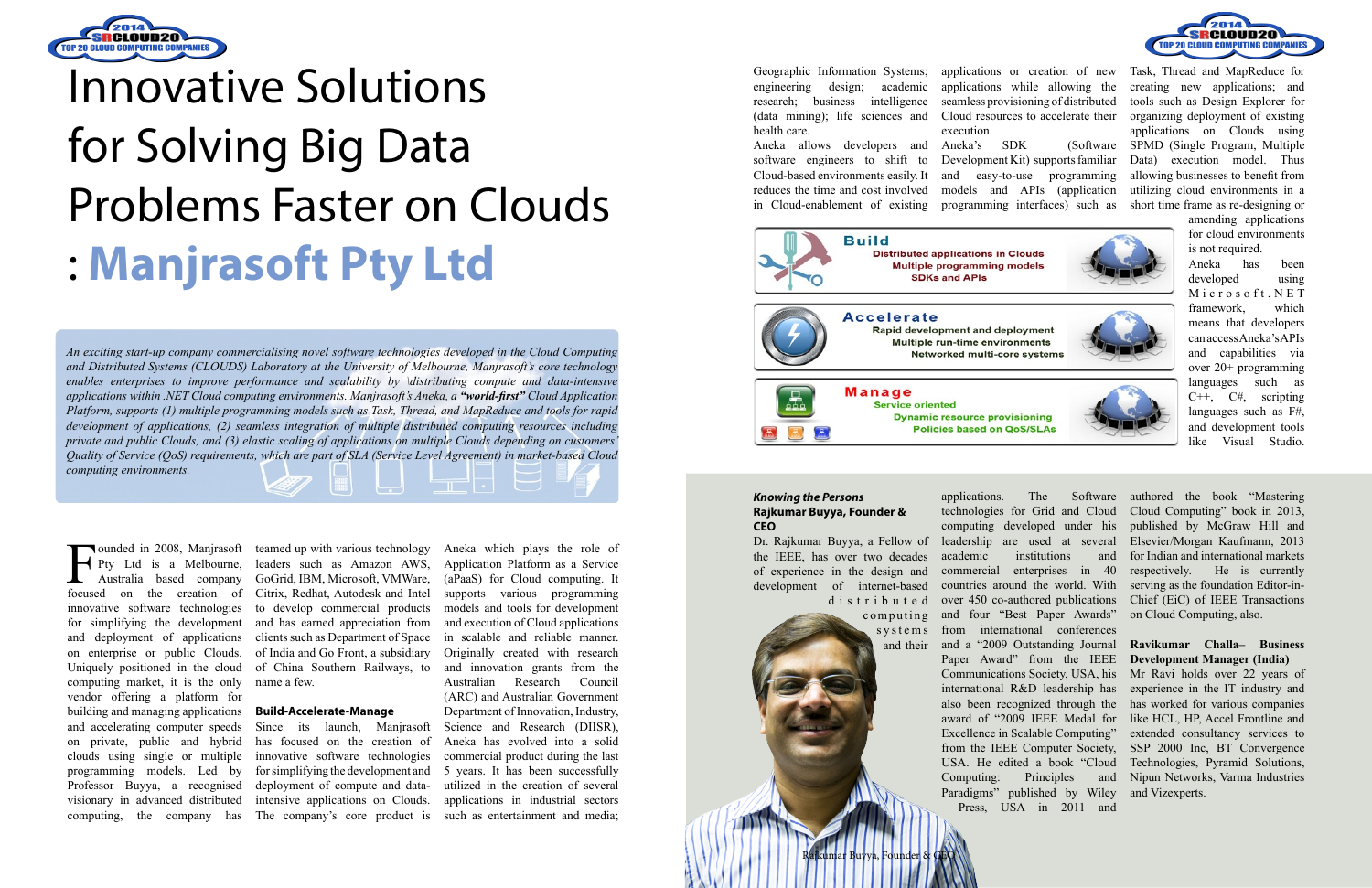# Innovative Solutions for Solving Big Data Problems Faster on Clouds : Manjrasoft Pty Ltd

*An exciting start-up company commercialising novel software technologies developed in the Cloud Computing and Distributed Systems (CLOUDS) Laboratory at the University of Melbourne, Manjrasoft's core technology enables enterprises to improve performance and scalability by distributing compute and data-intensive applications within .NET Cloud computing environments. Manjrasoft's Aneka, a **"world-first"** Cloud Application Platform, supports (1) multiple programming models such as Task, Thread, and MapReduce and tools for rapid development of applications, (2) seamless integration of multiple distributed computing resources including private and public Clouds, and (3) elastic scaling of applications on multiple Clouds depending on customers' Quality of Service (QoS) requirements, which are part of SLA (Service Level Agreement) in market-based Cloud computing environments.*

Founded in 2008, Manjrasoft Pty Ltd is a Melbourne, Australia based company focused on the creation of innovative software technologies for simplifying the development and deployment of applications on enterprise or public Clouds. Uniquely positioned in the cloud computing market, it is the only vendor offering a platform for building and managing applications and accelerating computer speeds on private, public and hybrid clouds using single or multiple programming models. Led by Professor Buyya, a recognised visionary in advanced distributed computing, the company has teamed up with various technology leaders such as Amazon AWS, GoGrid, IBM, Microsoft, VMWare, Citrix, Redhat, Autodesk and Intel to develop commercial products and has earned appreciation from clients such as Department of Space of India and Go Front, a subsidiary of China Southern Railways, to name a few.

**Build-Accelerate-Manage**

Since its launch, Manjrasoft has focused on the creation of innovative software technologies for simplifying the development and deployment of compute and data-intensive applications on Clouds. The company's core product is Aneka which plays the role of Application Platform as a Service (aPaaS) for Cloud computing. It supports various programming models and tools for development and execution of Cloud applications in scalable and reliable manner. Originally created with research and innovation grants from the Australian Research Council (ARC) and Australian Government Department of Innovation, Industry, Science and Research (DIISR), Aneka has evolved into a solid commercial product during the last 5 years. It has been successfully utilized in the creation of several applications in industrial sectors such as entertainment and media; Geographic Information Systems; engineering design; academic research; business intelligence (data mining); life sciences and health care.

Aneka allows developers and software engineers to shift to Cloud-based environments easily. It reduces the time and cost involved in Cloud-enablement of existing applications or creation of new applications while allowing the seamless provisioning of distributed Cloud resources to accelerate their execution.

Aneka's SDK (Software Development Kit) supports familiar and easy-to-use programming models and APIs (application programming interfaces) such as Task, Thread and MapReduce for creating new applications; and tools such as Design Explorer for organizing deployment of existing applications on Clouds using SPMD (Single Program, Multiple Data) execution model. Thus allowing businesses to benefit from utilizing cloud environments in a short time frame as re-designing or amending applications for cloud environments is not required.

**Build**
Distributed applications in Clouds
Multiple programming models
SDKs and APIs

**Accelerate**
Rapid development and deployment
Multiple run-time environments
Networked multi-core systems

**Manage**
Service oriented
Dynamic resource provisioning
Policies based on QoS/SLAs

Aneka has been developed using Microsoft.NET framework, which means that developers can access Aneka's APIs and capabilities via over 20+ programming languages such as C++, C#, scripting languages such as F#, and development tools like Visual Studio.

***Knowing the Persons***

**Rajkumar Buyya, Founder & CEO**

Dr. Rajkumar Buyya, a Fellow of the IEEE, has over two decades of experience in the design and development of internet-based distributed computing systems and their applications. The Software technologies for Grid and Cloud computing developed under his leadership are used at several academic institutions and commercial enterprises in 40 countries around the world. With over 450 co-authored publications and four "Best Paper Awards" from international conferences and a "2009 Outstanding Journal Paper Award" from the IEEE Communications Society, USA, his international R&D leadership has also been recognized through the award of "2009 IEEE Medal for Excellence in Scalable Computing" from the IEEE Computer Society, USA. He edited a book "Cloud Computing: Principles and Paradigms" published by Wiley Press, USA in 2011 and authored the book "Mastering Cloud Computing" book in 2013, published by McGraw Hill and Elsevier/Morgan Kaufmann, 2013 for Indian and international markets respectively. He is currently serving as the foundation Editor-in-Chief (EiC) of IEEE Transactions on Cloud Computing, also.

Rajkumar Buyya, Founder & CEO

**Ravikumar Challa– Business Development Manager (India)**

Mr Ravi holds over 22 years of experience in the IT industry and has worked for various companies like HCL, HP, Accel Frontline and extended consultancy services to SSP 2000 Inc, BT Convergence Technologies, Pyramid Solutions, Nipun Networks, Varma Industries and Vizexperts.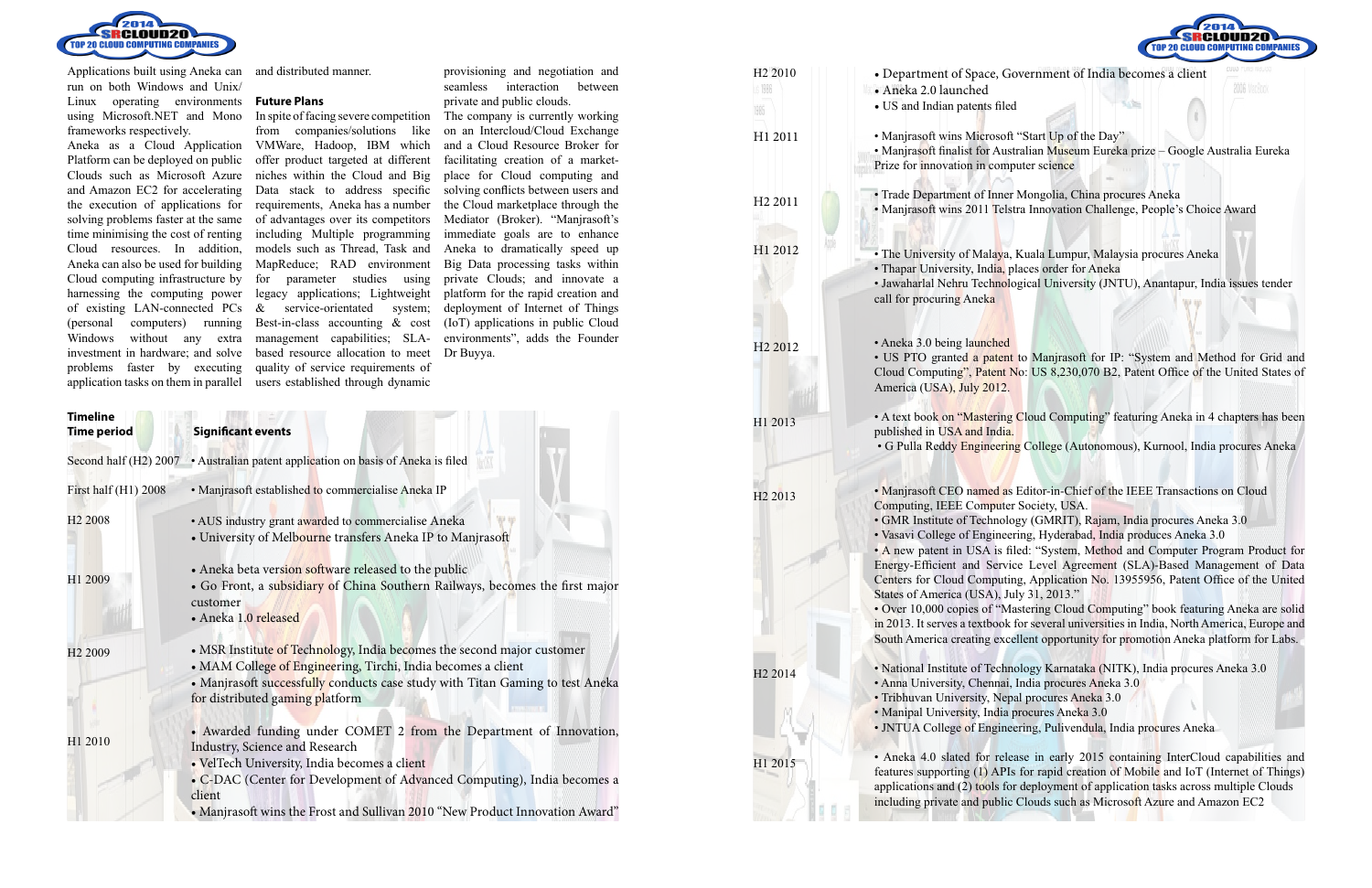Applications built using Aneka can run on both Windows and Unix/Linux operating environments using Microsoft.NET and Mono frameworks respectively.

Aneka as a Cloud Application Platform can be deployed on public Clouds such as Microsoft Azure and Amazon EC2 for accelerating the execution of applications for solving problems faster at the same time minimising the cost of renting Cloud resources. In addition, Aneka can also be used for building Cloud computing infrastructure by harnessing the computing power of existing LAN-connected PCs (personal computers) running Windows without any extra investment in hardware; and solve problems faster by executing application tasks on them in parallel and distributed manner.

### Future Plans

In spite of facing severe competition from companies/solutions like VMWare, Hadoop, IBM which offer product targeted at different niches within the Cloud and Big Data stack to address specific requirements, Aneka has a number of advantages over its competitors including Multiple programming models such as Thread, Task and MapReduce; RAD environment for parameter studies using legacy applications; Lightweight & service-orientated system; Best-in-class accounting & cost management capabilities; SLA-based resource allocation to meet quality of service requirements of users established through dynamic provisioning and negotiation and seamless interaction between private and public clouds.

The company is currently working on an Intercloud/Cloud Exchange and a Cloud Resource Broker for facilitating creation of a market-place for Cloud computing and solving conflicts between users and the Cloud marketplace through the Mediator (Broker). "Manjrasoft's immediate goals are to enhance Aneka to dramatically speed up Big Data processing tasks within private Clouds; and innovate a platform for the rapid creation and deployment of Internet of Things (IoT) applications in public Cloud environments", adds the Founder Dr Buyya.

### Timeline

| Time period | Significant events |
|---|---|
| Second half (H2) 2007 | • Australian patent application on basis of Aneka is filed |
| First half (H1) 2008 | • Manjrasoft established to commercialise Aneka IP |
| H2 2008 | • AUS industry grant awarded to commercialise Aneka<br>• University of Melbourne transfers Aneka IP to Manjrasoft |
| H1 2009 | • Aneka beta version software released to the public<br>• Go Front, a subsidiary of China Southern Railways, becomes the first major customer<br>• Aneka 1.0 released |
| H2 2009 | • MSR Institute of Technology, India becomes the second major customer<br>• MAM College of Engineering, Tirchi, India becomes a client<br>• Manjrasoft successfully conducts case study with Titan Gaming to test Aneka for distributed gaming platform |
| H1 2010 | • Awarded funding under COMET 2 from the Department of Innovation, Industry, Science and Research<br>• VelTech University, India becomes a client<br>• C-DAC (Center for Development of Advanced Computing), India becomes a client<br>• Manjrasoft wins the Frost and Sullivan 2010 "New Product Innovation Award" |
| H2 2010 | • Department of Space, Government of India becomes a client<br>• Aneka 2.0 launched<br>• US and Indian patents filed |
| H1 2011 | • Manjrasoft wins Microsoft "Start Up of the Day"<br>• Manjrasoft finalist for Australian Museum Eureka prize – Google Australia Eureka Prize for innovation in computer science |
| H2 2011 | • Trade Department of Inner Mongolia, China procures Aneka<br>• Manjrasoft wins 2011 Telstra Innovation Challenge, People's Choice Award |
| H1 2012 | • The University of Malaya, Kuala Lumpur, Malaysia procures Aneka<br>• Thapar University, India, places order for Aneka<br>• Jawaharlal Nehru Technological University (JNTU), Anantapur, India issues tender call for procuring Aneka |
| H2 2012 | • Aneka 3.0 being launched<br>• US PTO granted a patent to Manjrasoft for IP: "System and Method for Grid and Cloud Computing", Patent No: US 8,230,070 B2, Patent Office of the United States of America (USA), July 2012. |
| H1 2013 | • A text book on "Mastering Cloud Computing" featuring Aneka in 4 chapters has been published in USA and India.<br>• G Pulla Reddy Engineering College (Autonomous), Kurnool, India procures Aneka |
| H2 2013 | • Manjrasoft CEO named as Editor-in-Chief of the IEEE Transactions on Cloud Computing, IEEE Computer Society, USA.<br>• GMR Institute of Technology (GMRIT), Rajam, India procures Aneka 3.0<br>• Vasavi College of Engineering, Hyderabad, India produces Aneka 3.0<br>• A new patent in USA is filed: "System, Method and Computer Program Product for Energy-Efficient and Service Level Agreement (SLA)-Based Management of Data Centers for Cloud Computing, Application No. 13955956, Patent Office of the United States of America (USA), July 31, 2013."<br>• Over 10,000 copies of "Mastering Cloud Computing" book featuring Aneka are solid in 2013. It serves a textbook for several universities in India, North America, Europe and South America creating excellent opportunity for promotion Aneka platform for Labs. |
| H2 2014 | • National Institute of Technology Karnataka (NITK), India procures Aneka 3.0<br>• Anna University, Chennai, India procures Aneka 3.0<br>• Tribhuvan University, Nepal procures Aneka 3.0<br>• Manipal University, India procures Aneka 3.0<br>• JNTUA College of Engineering, Pulivendula, India procures Aneka |
| H1 2015 | • Aneka 4.0 slated for release in early 2015 containing InterCloud capabilities and features supporting (1) APIs for rapid creation of Mobile and IoT (Internet of Things) applications and (2) tools for deployment of application tasks across multiple Clouds including private and public Clouds such as Microsoft Azure and Amazon EC2 |